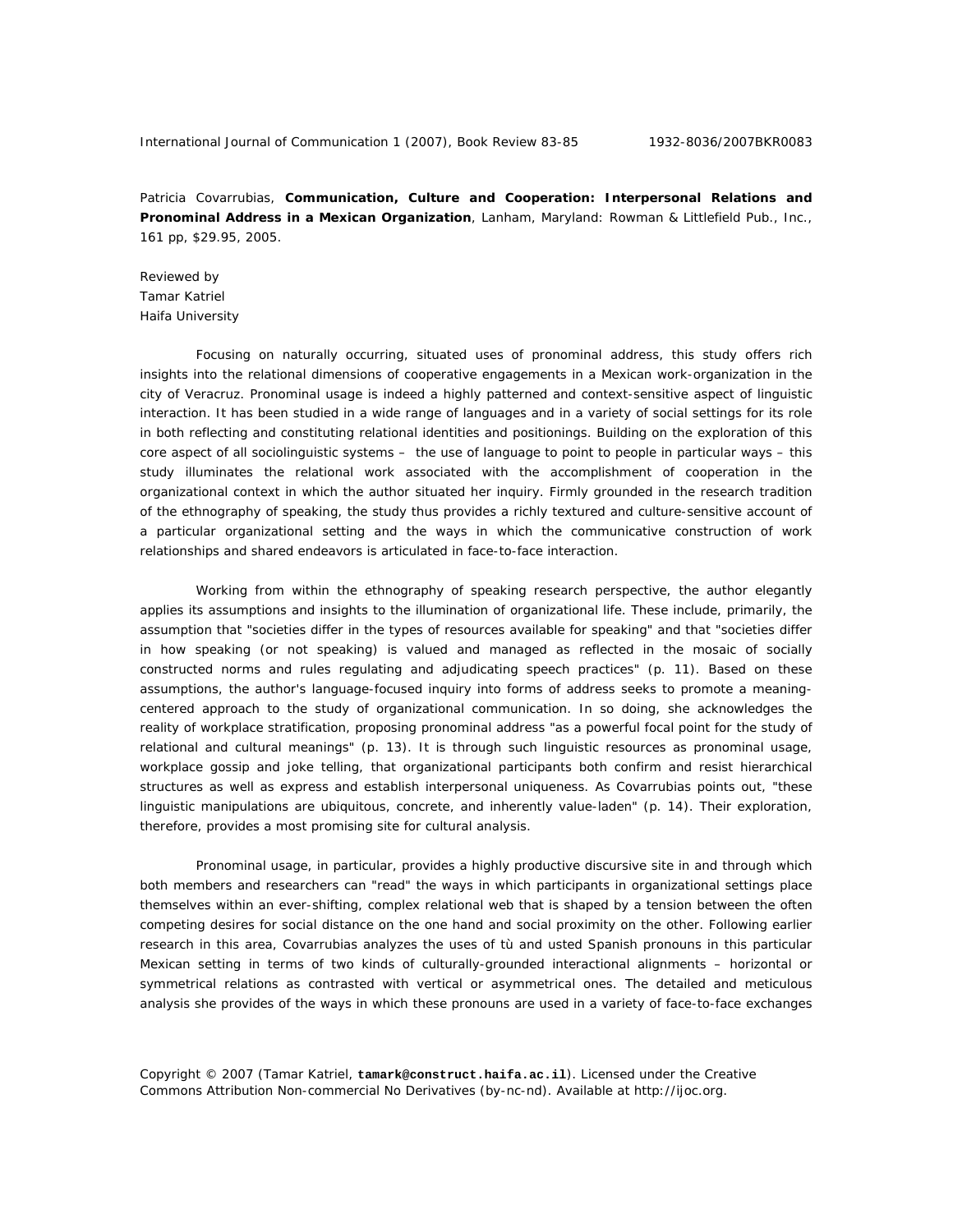Patricia Covarrubias, **Communication, Culture and Cooperation: Interpersonal Relations and Pronominal Address in a Mexican Organization**, Lanham, Maryland: Rowman & Littlefield Pub., Inc., 161 pp, $29.95, 2005.

Reviewed by
Tamar Katriel
Haifa University

Focusing on naturally occurring, situated uses of pronominal address, this study offers rich insights into the relational dimensions of cooperative engagements in a Mexican work-organization in the city of Veracruz. Pronominal usage is indeed a highly patterned and context-sensitive aspect of linguistic interaction. It has been studied in a wide range of languages and in a variety of social settings for its role in both reflecting and constituting relational identities and positionings. Building on the exploration of this core aspect of all sociolinguistic systems – the use of language to point to people in particular ways – this study illuminates the relational work associated with the accomplishment of cooperation in the organizational context in which the author situated her inquiry. Firmly grounded in the research tradition of the ethnography of speaking, the study thus provides a richly textured and culture-sensitive account of a particular organizational setting and the ways in which the communicative construction of work relationships and shared endeavors is articulated in face-to-face interaction.

Working from within the ethnography of speaking research perspective, the author elegantly applies its assumptions and insights to the illumination of organizational life. These include, primarily, the assumption that "societies differ in the types of resources available for speaking" and that "societies differ in how speaking (or not speaking) is valued and managed as reflected in the mosaic of socially constructed norms and rules regulating and adjudicating speech practices" (p. 11). Based on these assumptions, the author's language-focused inquiry into forms of address seeks to promote a meaning-centered approach to the study of organizational communication. In so doing, she acknowledges the reality of workplace stratification, proposing pronominal address "as a powerful focal point for the study of relational and cultural meanings" (p. 13). It is through such linguistic resources as pronominal usage, workplace gossip and joke telling, that organizational participants both confirm and resist hierarchical structures as well as express and establish interpersonal uniqueness. As Covarrubias points out, "these linguistic manipulations are ubiquitous, concrete, and inherently value-laden" (p. 14). Their exploration, therefore, provides a most promising site for cultural analysis.

Pronominal usage, in particular, provides a highly productive discursive site in and through which both members and researchers can "read" the ways in which participants in organizational settings place themselves within an ever-shifting, complex relational web that is shaped by a tension between the often competing desires for social distance on the one hand and social proximity on the other. Following earlier research in this area, Covarrubias analyzes the uses of tù and usted Spanish pronouns in this particular Mexican setting in terms of two kinds of culturally-grounded interactional alignments – horizontal or symmetrical relations as contrasted with vertical or asymmetrical ones. The detailed and meticulous analysis she provides of the ways in which these pronouns are used in a variety of face-to-face exchanges

Copyright © 2007 (Tamar Katriel, **tamark@construct.haifa.ac.il**). Licensed under the Creative Commons Attribution Non-commercial No Derivatives (by-nc-nd). Available at http://ijoc.org.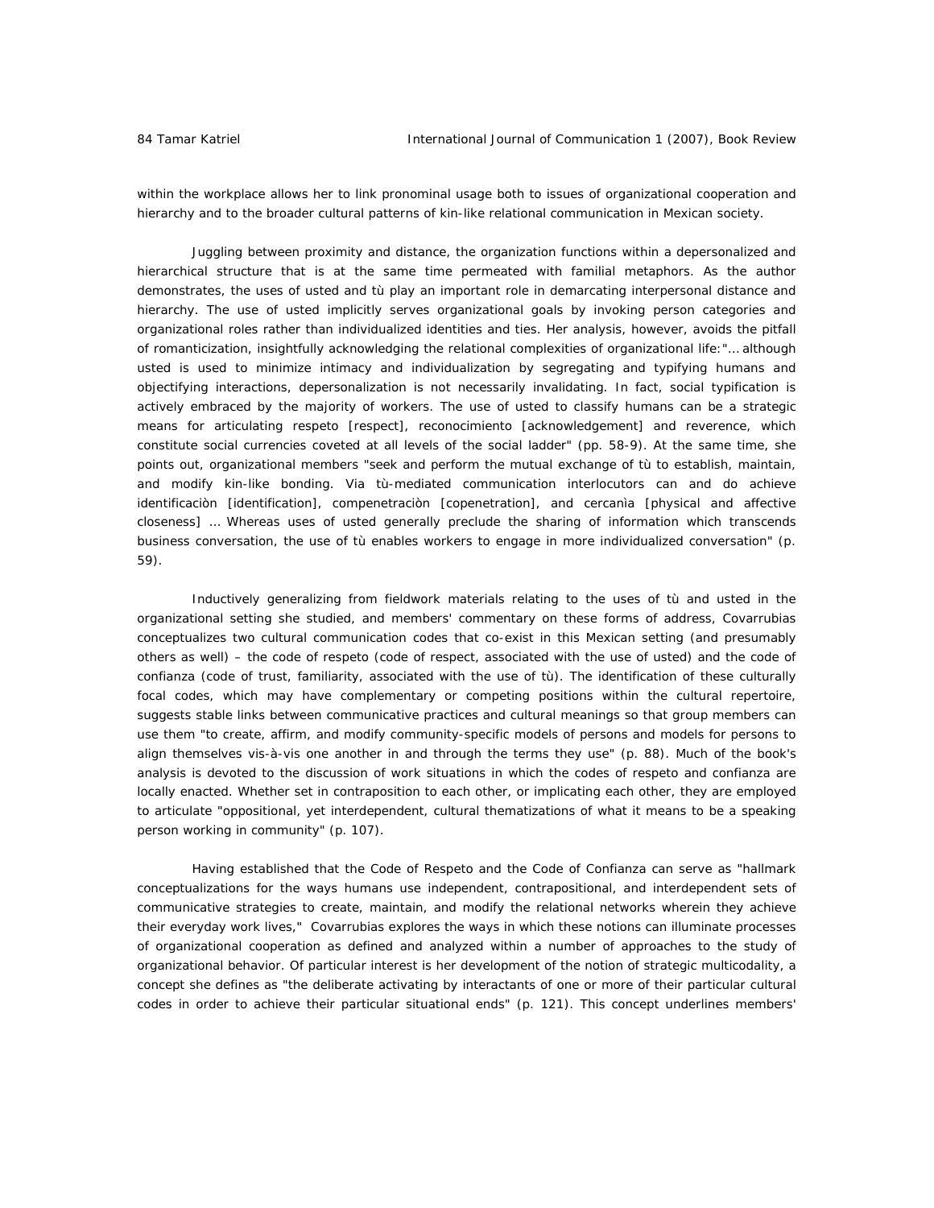within the workplace allows her to link pronominal usage both to issues of organizational cooperation and hierarchy and to the broader cultural patterns of kin-like relational communication in Mexican society.

Juggling between proximity and distance, the organization functions within a depersonalized and hierarchical structure that is at the same time permeated with familial metaphors. As the author demonstrates, the uses of usted and tù play an important role in demarcating interpersonal distance and hierarchy. The use of usted implicitly serves organizational goals by invoking person categories and organizational roles rather than individualized identities and ties. Her analysis, however, avoids the pitfall of romanticization, insightfully acknowledging the relational complexities of organizational life:"… although usted is used to minimize intimacy and individualization by segregating and typifying humans and objectifying interactions, depersonalization is not necessarily invalidating. In fact, social typification is actively embraced by the majority of workers. The use of usted to classify humans can be a strategic means for articulating respeto [respect], reconocimiento [acknowledgement] and reverence, which constitute social currencies coveted at all levels of the social ladder" (pp. 58-9). At the same time, she points out, organizational members "seek and perform the mutual exchange of tù to establish, maintain, and modify kin-like bonding. Via tù-mediated communication interlocutors can and do achieve identificaciòn [identification], compenetraciòn [copenetration], and cercanìa [physical and affective closeness] … Whereas uses of usted generally preclude the sharing of information which transcends business conversation, the use of tù enables workers to engage in more individualized conversation" (p. 59).

Inductively generalizing from fieldwork materials relating to the uses of tù and usted in the organizational setting she studied, and members' commentary on these forms of address, Covarrubias conceptualizes two cultural communication codes that co-exist in this Mexican setting (and presumably others as well) – the code of respeto (code of respect, associated with the use of usted) and the code of confianza (code of trust, familiarity, associated with the use of tù). The identification of these culturally focal codes, which may have complementary or competing positions within the cultural repertoire, suggests stable links between communicative practices and cultural meanings so that group members can use them "to create, affirm, and modify community-specific models of persons and models for persons to align themselves vis-à-vis one another in and through the terms they use" (p. 88). Much of the book's analysis is devoted to the discussion of work situations in which the codes of respeto and confianza are locally enacted. Whether set in contraposition to each other, or implicating each other, they are employed to articulate "oppositional, yet interdependent, cultural thematizations of what it means to be a speaking person working in community" (p. 107).

Having established that the Code of Respeto and the Code of Confianza can serve as "hallmark conceptualizations for the ways humans use independent, contrapositional, and interdependent sets of communicative strategies to create, maintain, and modify the relational networks wherein they achieve their everyday work lives," Covarrubias explores the ways in which these notions can illuminate processes of organizational cooperation as defined and analyzed within a number of approaches to the study of organizational behavior. Of particular interest is her development of the notion of strategic multicodality, a concept she defines as "the deliberate activating by interactants of one or more of their particular cultural codes in order to achieve their particular situational ends" (p. 121). This concept underlines members'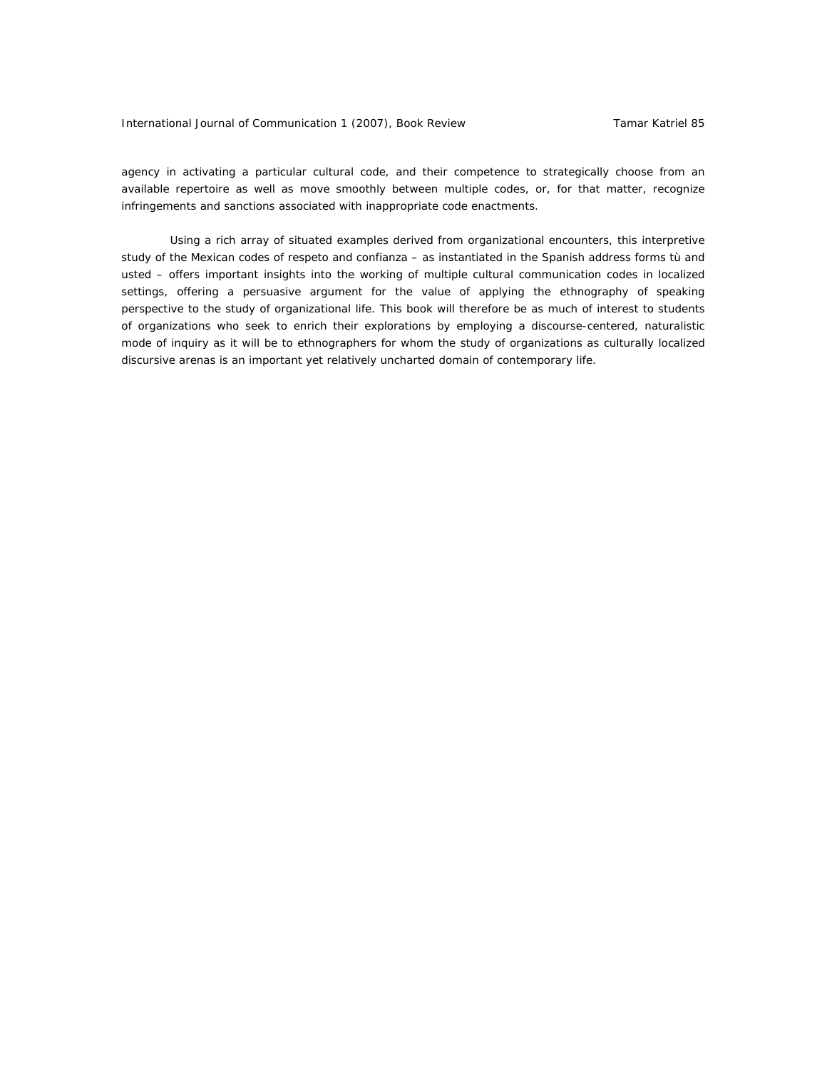agency in activating a particular cultural code, and their competence to strategically choose from an available repertoire as well as move smoothly between multiple codes, or, for that matter, recognize infringements and sanctions associated with inappropriate code enactments.

Using a rich array of situated examples derived from organizational encounters, this interpretive study of the Mexican codes of respeto and confianza – as instantiated in the Spanish address forms tù and usted – offers important insights into the working of multiple cultural communication codes in localized settings, offering a persuasive argument for the value of applying the ethnography of speaking perspective to the study of organizational life. This book will therefore be as much of interest to students of organizations who seek to enrich their explorations by employing a discourse-centered, naturalistic mode of inquiry as it will be to ethnographers for whom the study of organizations as culturally localized discursive arenas is an important yet relatively uncharted domain of contemporary life.